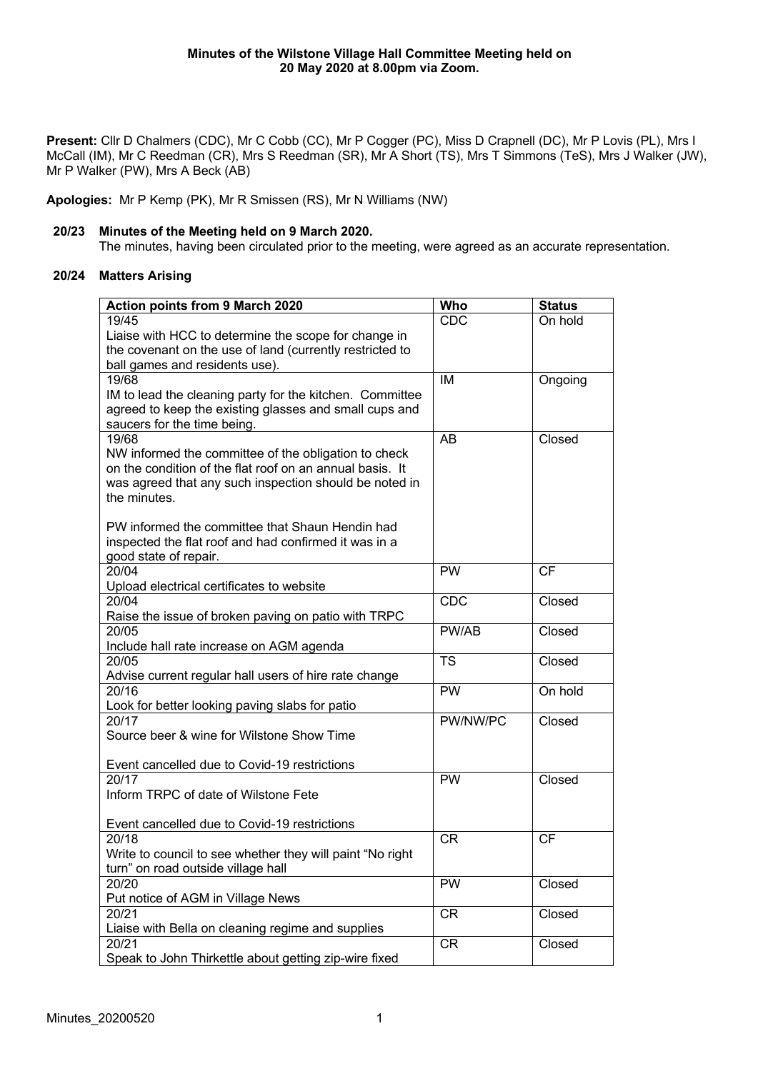**Minutes of the Wilstone Village Hall Committee Meeting held on 20 May 2020 at 8.00pm via Zoom.**

**Present:** Cllr D Chalmers (CDC), Mr C Cobb (CC), Mr P Cogger (PC), Miss D Crapnell (DC), Mr P Lovis (PL), Mrs I McCall (IM), Mr C Reedman (CR), Mrs S Reedman (SR), Mr A Short (TS), Mrs T Simmons (TeS), Mrs J Walker (JW), Mr P Walker (PW), Mrs A Beck (AB)

**Apologies:** Mr P Kemp (PK), Mr R Smissen (RS), Mr N Williams (NW)

### 20/23 Minutes of the Meeting held on 9 March 2020.

The minutes, having been circulated prior to the meeting, were agreed as an accurate representation.

### 20/24 Matters Arising

| Action points from 9 March 2020 | Who | Status |
|---|---|---|
| 19/45<br>Liaise with HCC to determine the scope for change in the covenant on the use of land (currently restricted to ball games and residents use). | CDC | On hold |
| 19/68<br>IM to lead the cleaning party for the kitchen. Committee agreed to keep the existing glasses and small cups and saucers for the time being. | IM | Ongoing |
| 19/68<br>NW informed the committee of the obligation to check on the condition of the flat roof on an annual basis. It was agreed that any such inspection should be noted in the minutes.<br><br>PW informed the committee that Shaun Hendin had inspected the flat roof and had confirmed it was in a good state of repair. | AB | Closed |
| 20/04<br>Upload electrical certificates to website | PW | CF |
| 20/04<br>Raise the issue of broken paving on patio with TRPC | CDC | Closed |
| 20/05<br>Include hall rate increase on AGM agenda | PW/AB | Closed |
| 20/05<br>Advise current regular hall users of hire rate change | TS | Closed |
| 20/16<br>Look for better looking paving slabs for patio | PW | On hold |
| 20/17<br>Source beer & wine for Wilstone Show Time<br><br>Event cancelled due to Covid-19 restrictions | PW/NW/PC | Closed |
| 20/17<br>Inform TRPC of date of Wilstone Fete<br><br>Event cancelled due to Covid-19 restrictions | PW | Closed |
| 20/18<br>Write to council to see whether they will paint "No right turn" on road outside village hall | CR | CF |
| 20/20<br>Put notice of AGM in Village News | PW | Closed |
| 20/21<br>Liaise with Bella on cleaning regime and supplies | CR | Closed |
| 20/21<br>Speak to John Thirkettle about getting zip-wire fixed | CR | Closed |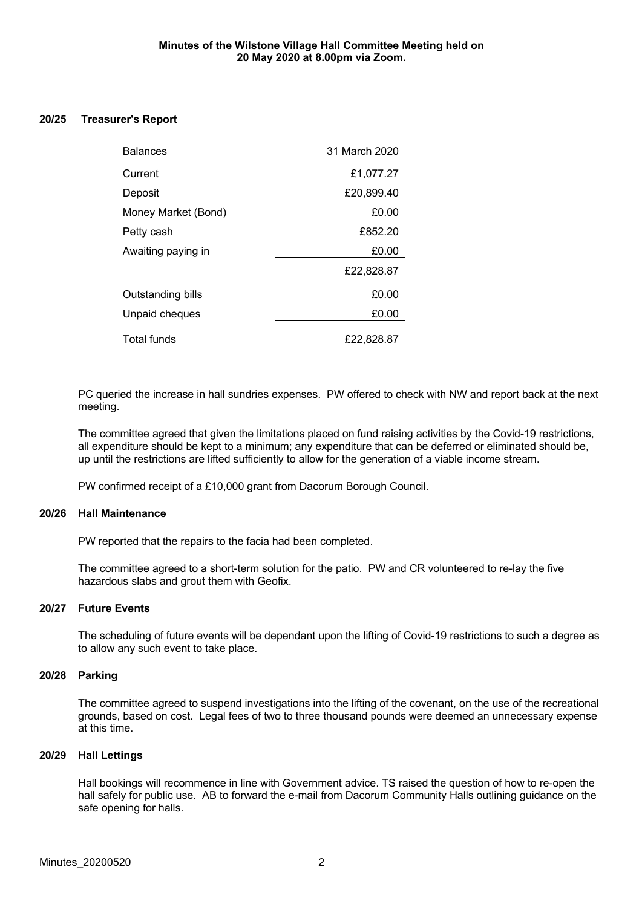**Minutes of the Wilstone Village Hall Committee Meeting held on 20 May 2020 at 8.00pm via Zoom.**

## 20/25 Treasurer's Report

| Balances | 31 March 2020 |
|---|---:|
| Current | £1,077.27 |
| Deposit | £20,899.40 |
| Money Market (Bond) | £0.00 |
| Petty cash | £852.20 |
| Awaiting paying in | £0.00 |
| | £22,828.87 |
| Outstanding bills | £0.00 |
| Unpaid cheques | £0.00 |
| Total funds | £22,828.87 |

PC queried the increase in hall sundries expenses. PW offered to check with NW and report back at the next meeting.

The committee agreed that given the limitations placed on fund raising activities by the Covid-19 restrictions, all expenditure should be kept to a minimum; any expenditure that can be deferred or eliminated should be, up until the restrictions are lifted sufficiently to allow for the generation of a viable income stream.

PW confirmed receipt of a £10,000 grant from Dacorum Borough Council.

## 20/26 Hall Maintenance

PW reported that the repairs to the facia had been completed.

The committee agreed to a short-term solution for the patio. PW and CR volunteered to re-lay the five hazardous slabs and grout them with Geofix.

## 20/27 Future Events

The scheduling of future events will be dependant upon the lifting of Covid-19 restrictions to such a degree as to allow any such event to take place.

## 20/28 Parking

The committee agreed to suspend investigations into the lifting of the covenant, on the use of the recreational grounds, based on cost. Legal fees of two to three thousand pounds were deemed an unnecessary expense at this time.

## 20/29 Hall Lettings

Hall bookings will recommence in line with Government advice. TS raised the question of how to re-open the hall safely for public use. AB to forward the e-mail from Dacorum Community Halls outlining guidance on the safe opening for halls.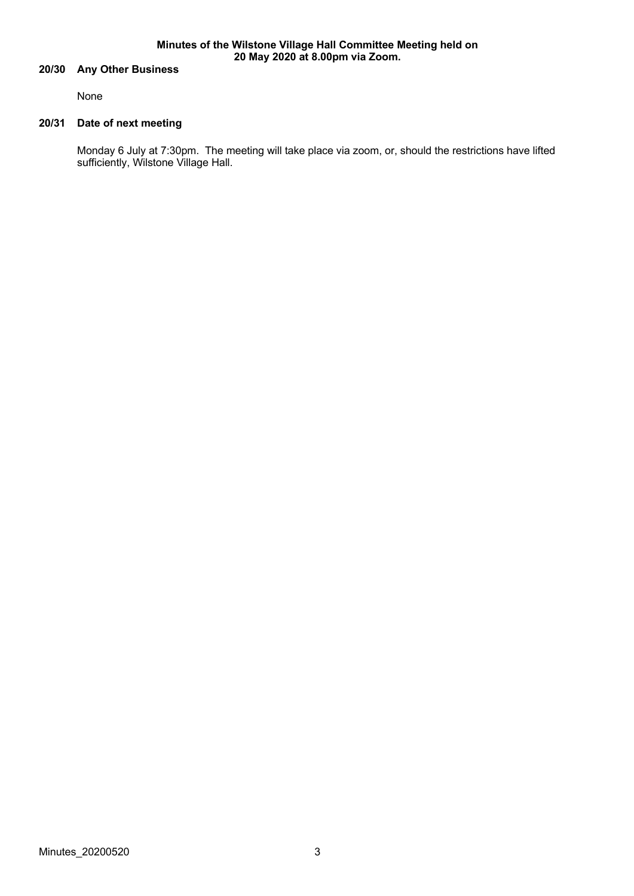**Minutes of the Wilstone Village Hall Committee Meeting held on 20 May 2020 at 8.00pm via Zoom.**

### 20/30 Any Other Business

None

### 20/31 Date of next meeting

Monday 6 July at 7:30pm. The meeting will take place via zoom, or, should the restrictions have lifted sufficiently, Wilstone Village Hall.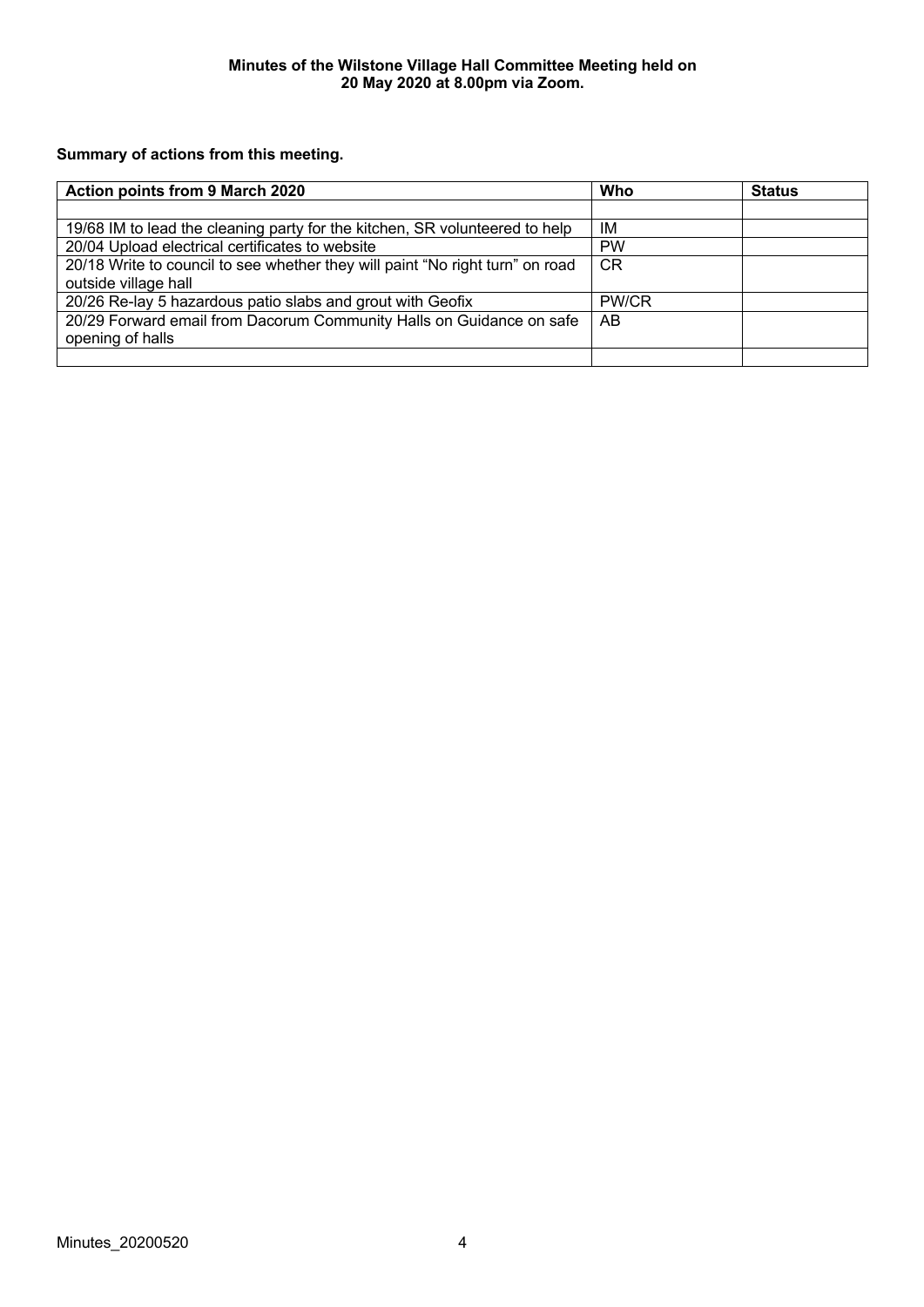**Minutes of the Wilstone Village Hall Committee Meeting held on 20 May 2020 at 8.00pm via Zoom.**

**Summary of actions from this meeting.**

| Action points from 9 March 2020 | Who | Status |
|---|---|---|
| | | |
| 19/68 IM to lead the cleaning party for the kitchen, SR volunteered to help | IM | |
| 20/04 Upload electrical certificates to website | PW | |
| 20/18 Write to council to see whether they will paint "No right turn" on road outside village hall | CR | |
| 20/26 Re-lay 5 hazardous patio slabs and grout with Geofix | PW/CR | |
| 20/29 Forward email from Dacorum Community Halls on Guidance on safe opening of halls | AB | |
| | | |

Minutes_20200520